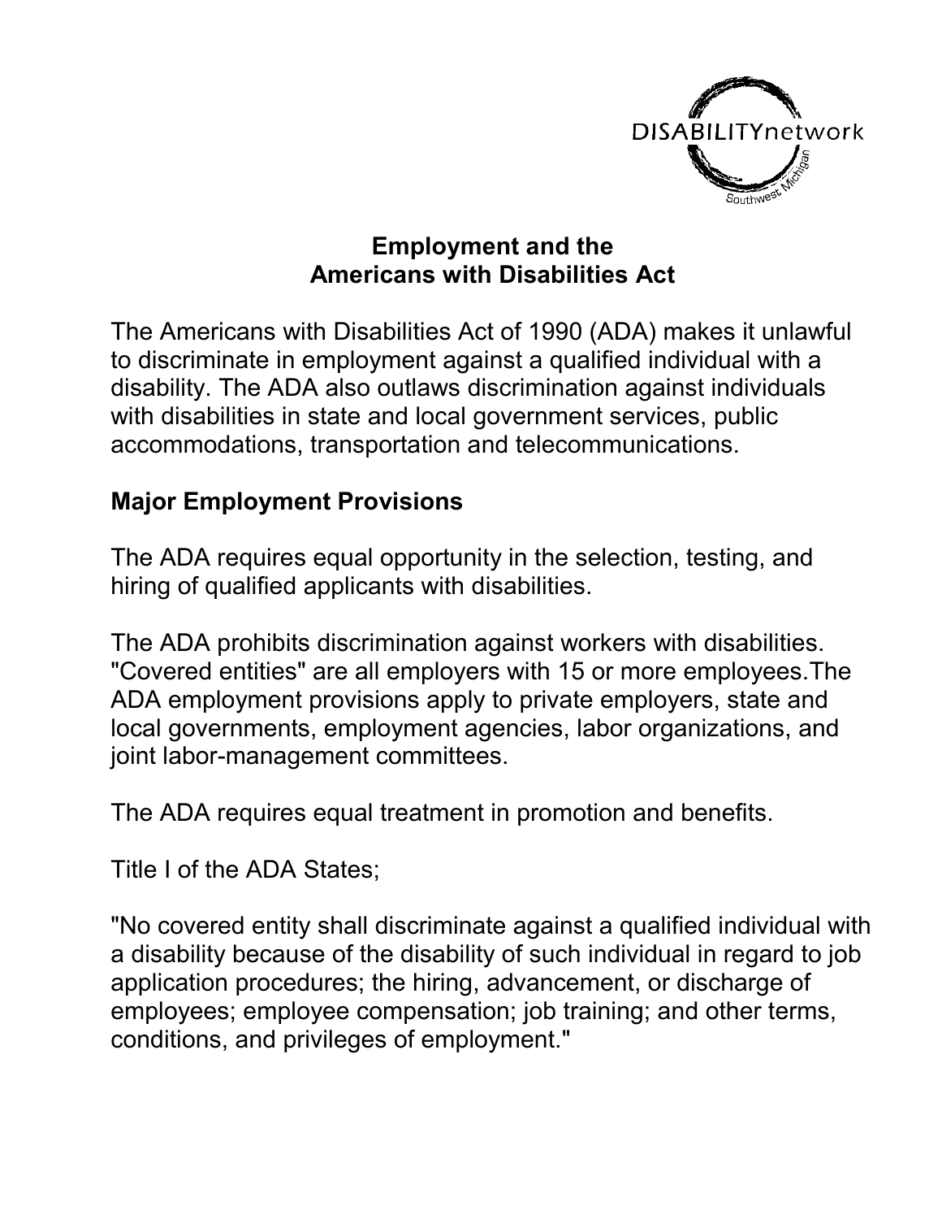DISABILITYnetwork Southwest Michigan

## Employment and the Americans with Disabilities Act

The Americans with Disabilities Act of 1990 (ADA) makes it unlawful to discriminate in employment against a qualified individual with a disability. The ADA also outlaws discrimination against individuals with disabilities in state and local government services, public accommodations, transportation and telecommunications.

### Major Employment Provisions

The ADA requires equal opportunity in the selection, testing, and hiring of qualified applicants with disabilities.

The ADA prohibits discrimination against workers with disabilities. "Covered entities" are all employers with 15 or more employees.The ADA employment provisions apply to private employers, state and local governments, employment agencies, labor organizations, and joint labor-management committees.

The ADA requires equal treatment in promotion and benefits.

Title I of the ADA States;

"No covered entity shall discriminate against a qualified individual with a disability because of the disability of such individual in regard to job application procedures; the hiring, advancement, or discharge of employees; employee compensation; job training; and other terms, conditions, and privileges of employment."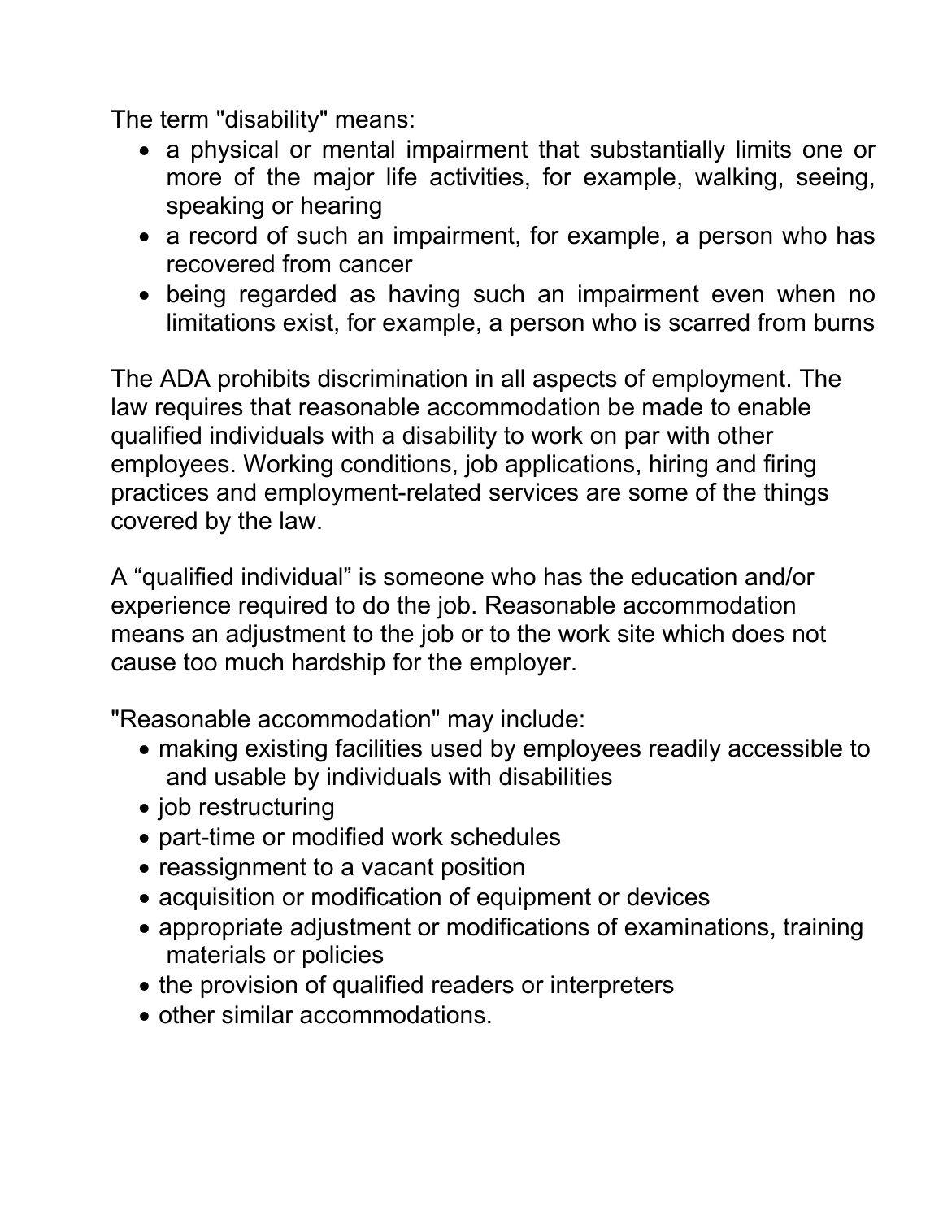The term "disability" means:

- a physical or mental impairment that substantially limits one or more of the major life activities, for example, walking, seeing, speaking or hearing
- a record of such an impairment, for example, a person who has recovered from cancer
- being regarded as having such an impairment even when no limitations exist, for example, a person who is scarred from burns

The ADA prohibits discrimination in all aspects of employment. The law requires that reasonable accommodation be made to enable qualified individuals with a disability to work on par with other employees. Working conditions, job applications, hiring and firing practices and employment-related services are some of the things covered by the law.

A "qualified individual" is someone who has the education and/or experience required to do the job. Reasonable accommodation means an adjustment to the job or to the work site which does not cause too much hardship for the employer.

"Reasonable accommodation" may include:

- making existing facilities used by employees readily accessible to and usable by individuals with disabilities
- job restructuring
- part-time or modified work schedules
- reassignment to a vacant position
- acquisition or modification of equipment or devices
- appropriate adjustment or modifications of examinations, training materials or policies
- the provision of qualified readers or interpreters
- other similar accommodations.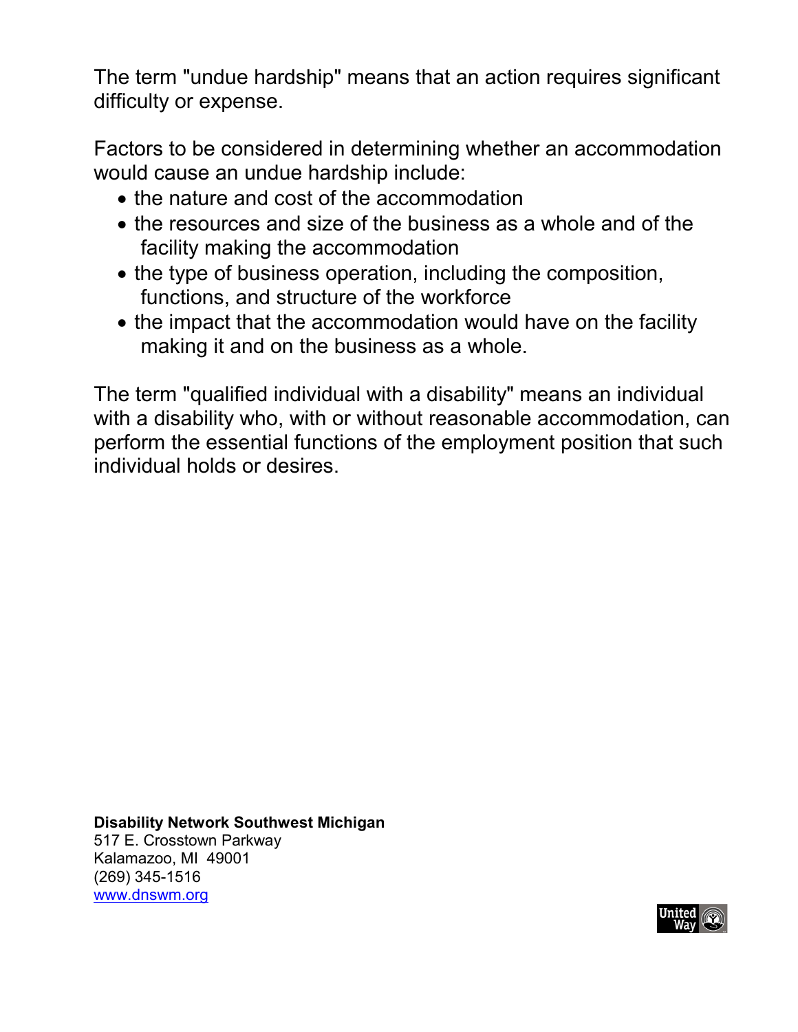The term "undue hardship" means that an action requires significant difficulty or expense.

Factors to be considered in determining whether an accommodation would cause an undue hardship include:

- the nature and cost of the accommodation
- the resources and size of the business as a whole and of the facility making the accommodation
- the type of business operation, including the composition, functions, and structure of the workforce
- the impact that the accommodation would have on the facility making it and on the business as a whole.

The term "qualified individual with a disability" means an individual with a disability who, with or without reasonable accommodation, can perform the essential functions of the employment position that such individual holds or desires.

**Disability Network Southwest Michigan**
517 E. Crosstown Parkway
Kalamazoo, MI 49001
(269) 345-1516
www.dnswm.org

United Way